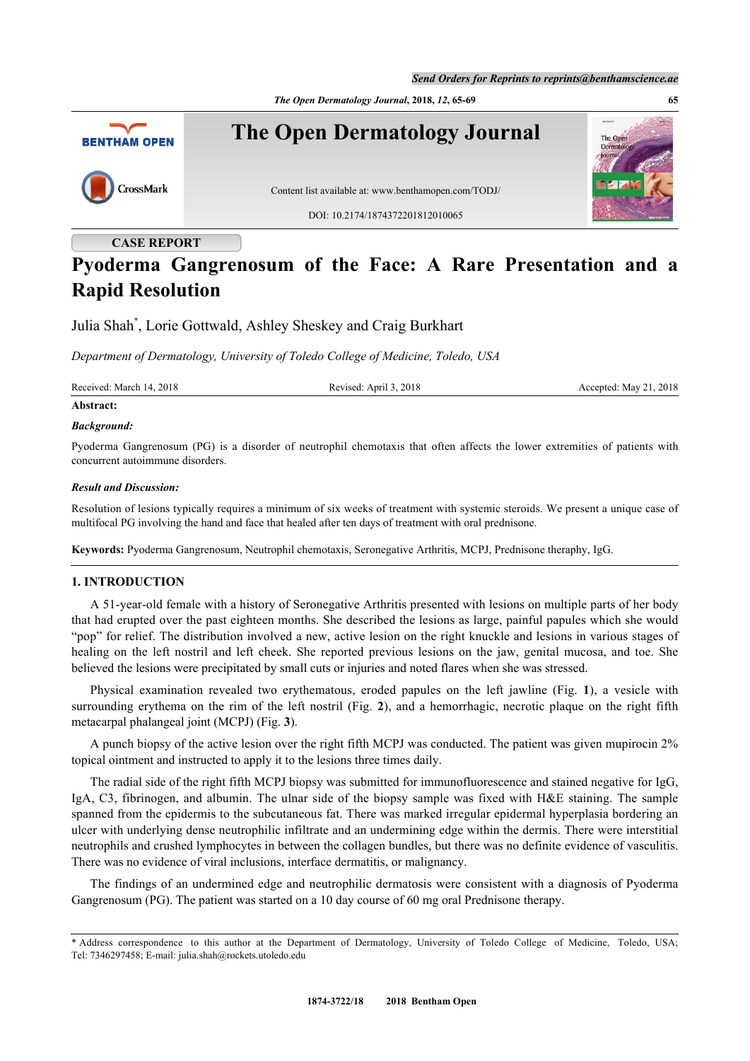CASE REPORT

# Pyoderma Gangrenosum of the Face: A Rare Presentation and a Rapid Resolution

Julia Shah*, Lorie Gottwald, Ashley Sheskey and Craig Burkhart

*Department of Dermatology, University of Toledo College of Medicine, Toledo, USA*

Received: March 14, 2018 | Revised: April 3, 2018 | Accepted: May 21, 2018

**Abstract:**

***Background:***

Pyoderma Gangrenosum (PG) is a disorder of neutrophil chemotaxis that often affects the lower extremities of patients with concurrent autoimmune disorders.

***Result and Discussion:***

Resolution of lesions typically requires a minimum of six weeks of treatment with systemic steroids. We present a unique case of multifocal PG involving the hand and face that healed after ten days of treatment with oral prednisone.

**Keywords:** Pyoderma Gangrenosum, Neutrophil chemotaxis, Seronegative Arthritis, MCPJ, Prednisone theraphy, IgG.

## 1. INTRODUCTION

A 51-year-old female with a history of Seronegative Arthritis presented with lesions on multiple parts of her body that had erupted over the past eighteen months. She described the lesions as large, painful papules which she would "pop" for relief. The distribution involved a new, active lesion on the right knuckle and lesions in various stages of healing on the left nostril and left cheek. She reported previous lesions on the jaw, genital mucosa, and toe. She believed the lesions were precipitated by small cuts or injuries and noted flares when she was stressed.

Physical examination revealed two erythematous, eroded papules on the left jawline (Fig. **1**), a vesicle with surrounding erythema on the rim of the left nostril (Fig. **2**), and a hemorrhagic, necrotic plaque on the right fifth metacarpal phalangeal joint (MCPJ) (Fig. **3**).

A punch biopsy of the active lesion over the right fifth MCPJ was conducted. The patient was given mupirocin 2% topical ointment and instructed to apply it to the lesions three times daily.

The radial side of the right fifth MCPJ biopsy was submitted for immunofluorescence and stained negative for IgG, IgA, C3, fibrinogen, and albumin. The ulnar side of the biopsy sample was fixed with H&E staining. The sample spanned from the epidermis to the subcutaneous fat. There was marked irregular epidermal hyperplasia bordering an ulcer with underlying dense neutrophilic infiltrate and an undermining edge within the dermis. There were interstitial neutrophils and crushed lymphocytes in between the collagen bundles, but there was no definite evidence of vasculitis. There was no evidence of viral inclusions, interface dermatitis, or malignancy.

The findings of an undermined edge and neutrophilic dermatosis were consistent with a diagnosis of Pyoderma Gangrenosum (PG). The patient was started on a 10 day course of 60 mg oral Prednisone therapy.

\* Address correspondence to this author at the Department of Dermatology, University of Toledo College of Medicine, Toledo, USA; Tel: 7346297458; E-mail: julia.shah@rockets.utoledo.edu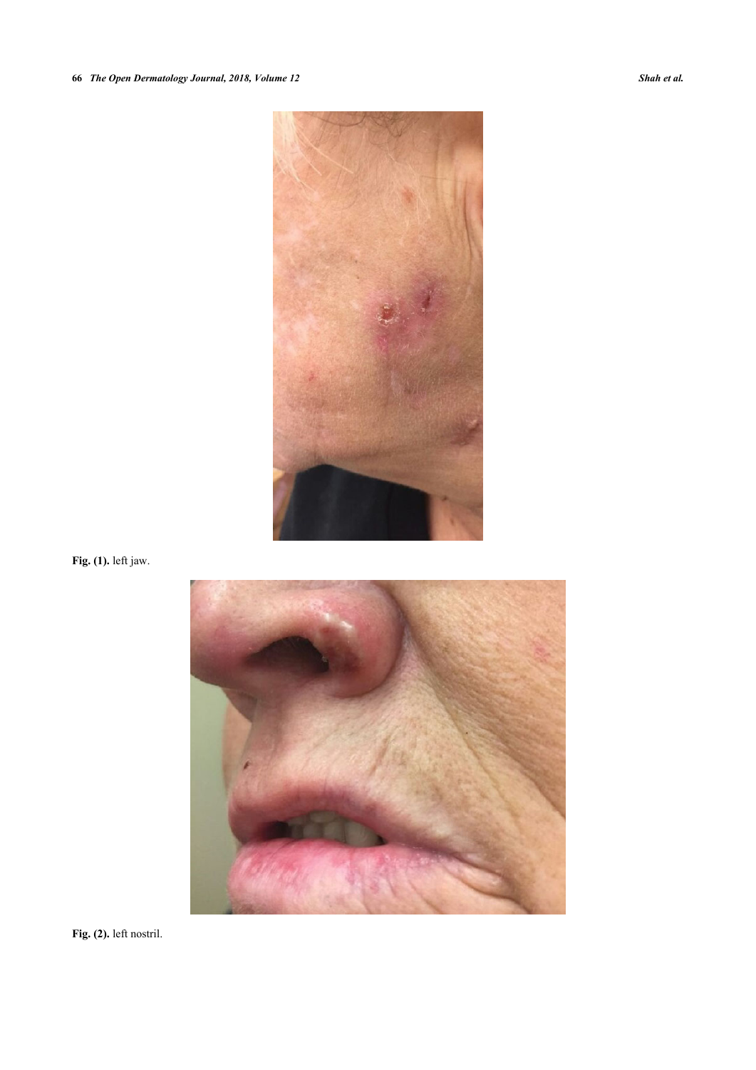**Fig. (1).** left jaw.

**Fig. (2).** left nostril.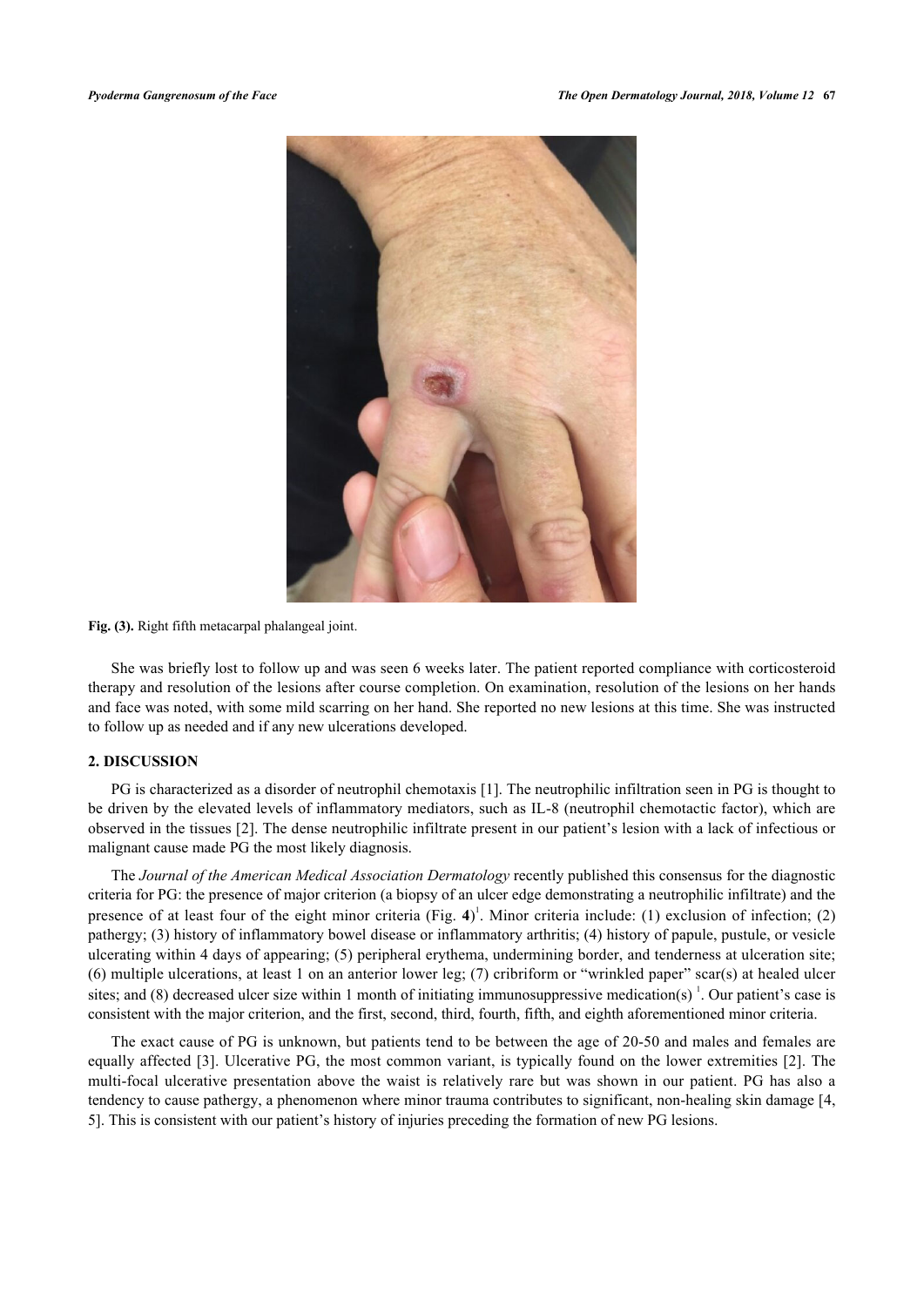Fig. (3). Right fifth metacarpal phalangeal joint.

She was briefly lost to follow up and was seen 6 weeks later. The patient reported compliance with corticosteroid therapy and resolution of the lesions after course completion. On examination, resolution of the lesions on her hands and face was noted, with some mild scarring on her hand. She reported no new lesions at this time. She was instructed to follow up as needed and if any new ulcerations developed.

## 2. DISCUSSION

PG is characterized as a disorder of neutrophil chemotaxis [1]. The neutrophilic infiltration seen in PG is thought to be driven by the elevated levels of inflammatory mediators, such as IL-8 (neutrophil chemotactic factor), which are observed in the tissues [2]. The dense neutrophilic infiltrate present in our patient's lesion with a lack of infectious or malignant cause made PG the most likely diagnosis.

The *Journal of the American Medical Association Dermatology* recently published this consensus for the diagnostic criteria for PG: the presence of major criterion (a biopsy of an ulcer edge demonstrating a neutrophilic infiltrate) and the presence of at least four of the eight minor criteria (Fig. **4**)[1]. Minor criteria include: (1) exclusion of infection; (2) pathergy; (3) history of inflammatory bowel disease or inflammatory arthritis; (4) history of papule, pustule, or vesicle ulcerating within 4 days of appearing; (5) peripheral erythema, undermining border, and tenderness at ulceration site; (6) multiple ulcerations, at least 1 on an anterior lower leg; (7) cribriform or "wrinkled paper" scar(s) at healed ulcer sites; and (8) decreased ulcer size within 1 month of initiating immunosuppressive medication(s) [1]. Our patient's case is consistent with the major criterion, and the first, second, third, fourth, fifth, and eighth aforementioned minor criteria.

The exact cause of PG is unknown, but patients tend to be between the age of 20-50 and males and females are equally affected [3]. Ulcerative PG, the most common variant, is typically found on the lower extremities [2]. The multi-focal ulcerative presentation above the waist is relatively rare but was shown in our patient. PG has also a tendency to cause pathergy, a phenomenon where minor trauma contributes to significant, non-healing skin damage [4, 5]. This is consistent with our patient's history of injuries preceding the formation of new PG lesions.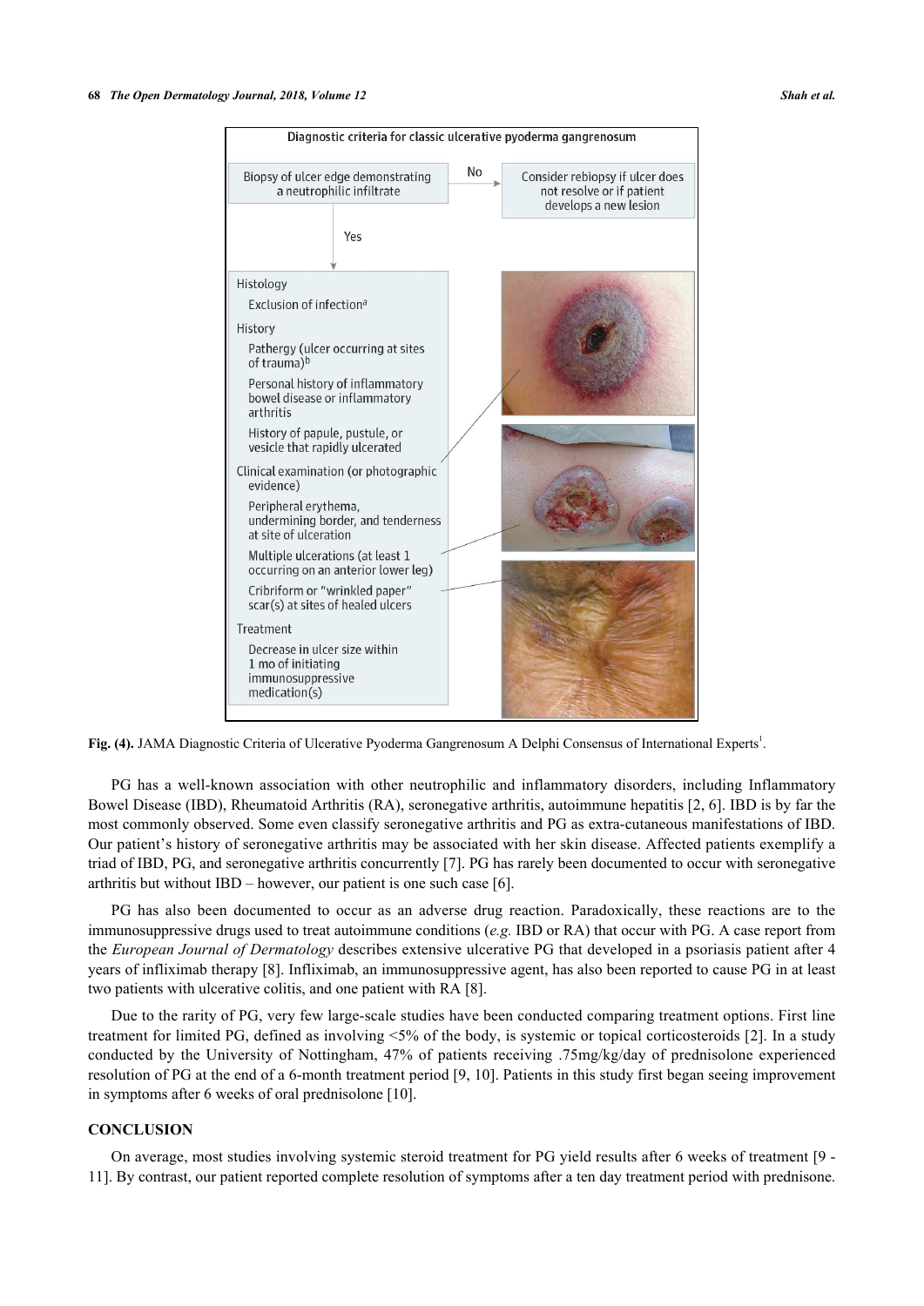Diagnostic criteria for classic ulcerative pyoderma gangrenosum

Biopsy of ulcer edge demonstrating a neutrophilic infiltrate

No → Consider rebiopsy if ulcer does not resolve or if patient develops a new lesion

Yes ↓

Histology
- Exclusion of infection[a]

History
- Pathergy (ulcer occurring at sites of trauma)[b]
- Personal history of inflammatory bowel disease or inflammatory arthritis
- History of papule, pustule, or vesicle that rapidly ulcerated

Clinical examination (or photographic evidence)
- Peripheral erythema, undermining border, and tenderness at site of ulceration
- Multiple ulcerations (at least 1 occurring on an anterior lower leg)
- Cribriform or "wrinkled paper" scar(s) at sites of healed ulcers

Treatment
- Decrease in ulcer size within 1 mo of initiating immunosuppressive medication(s)

**Fig. (4).** JAMA Diagnostic Criteria of Ulcerative Pyoderma Gangrenosum A Delphi Consensus of International Experts[1].

PG has a well-known association with other neutrophilic and inflammatory disorders, including Inflammatory Bowel Disease (IBD), Rheumatoid Arthritis (RA), seronegative arthritis, autoimmune hepatitis [2, 6]. IBD is by far the most commonly observed. Some even classify seronegative arthritis and PG as extra-cutaneous manifestations of IBD. Our patient's history of seronegative arthritis may be associated with her skin disease. Affected patients exemplify a triad of IBD, PG, and seronegative arthritis concurrently [7]. PG has rarely been documented to occur with seronegative arthritis but without IBD – however, our patient is one such case [6].

PG has also been documented to occur as an adverse drug reaction. Paradoxically, these reactions are to the immunosuppressive drugs used to treat autoimmune conditions (*e.g.* IBD or RA) that occur with PG. A case report from the *European Journal of Dermatology* describes extensive ulcerative PG that developed in a psoriasis patient after 4 years of infliximab therapy [8]. Infliximab, an immunosuppressive agent, has also been reported to cause PG in at least two patients with ulcerative colitis, and one patient with RA [8].

Due to the rarity of PG, very few large-scale studies have been conducted comparing treatment options. First line treatment for limited PG, defined as involving <5% of the body, is systemic or topical corticosteroids [2]. In a study conducted by the University of Nottingham, 47% of patients receiving .75mg/kg/day of prednisolone experienced resolution of PG at the end of a 6-month treatment period [9, 10]. Patients in this study first began seeing improvement in symptoms after 6 weeks of oral prednisolone [10].

## CONCLUSION

On average, most studies involving systemic steroid treatment for PG yield results after 6 weeks of treatment [9 - 11]. By contrast, our patient reported complete resolution of symptoms after a ten day treatment period with prednisone.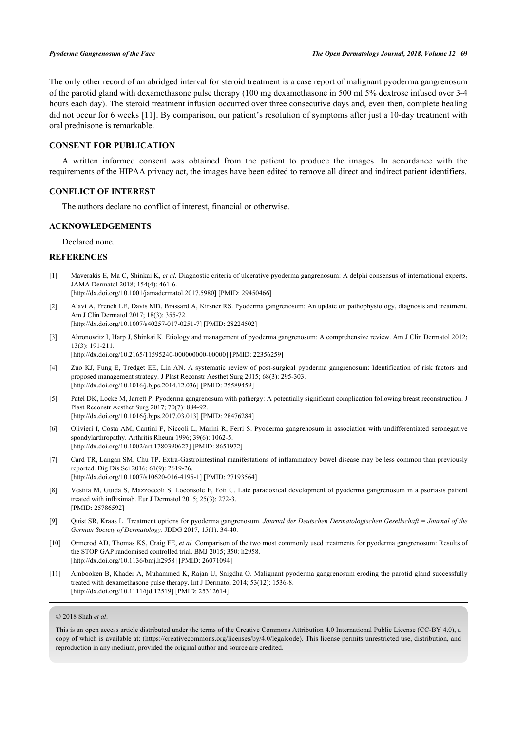The only other record of an abridged interval for steroid treatment is a case report of malignant pyoderma gangrenosum of the parotid gland with dexamethasone pulse therapy (100 mg dexamethasone in 500 ml 5% dextrose infused over 3-4 hours each day). The steroid treatment infusion occurred over three consecutive days and, even then, complete healing did not occur for 6 weeks [11]. By comparison, our patient's resolution of symptoms after just a 10-day treatment with oral prednisone is remarkable.

## CONSENT FOR PUBLICATION

A written informed consent was obtained from the patient to produce the images. In accordance with the requirements of the HIPAA privacy act, the images have been edited to remove all direct and indirect patient identifiers.

## CONFLICT OF INTEREST

The authors declare no conflict of interest, financial or otherwise.

## ACKNOWLEDGEMENTS

Declared none.

## REFERENCES

[1] Maverakis E, Ma C, Shinkai K, *et al.* Diagnostic criteria of ulcerative pyoderma gangrenosum: A delphi consensus of international experts. JAMA Dermatol 2018; 154(4): 461-6. [http://dx.doi.org/10.1001/jamadermatol.2017.5980] [PMID: 29450466]

[2] Alavi A, French LE, Davis MD, Brassard A, Kirsner RS. Pyoderma gangrenosum: An update on pathophysiology, diagnosis and treatment. Am J Clin Dermatol 2017; 18(3): 355-72. [http://dx.doi.org/10.1007/s40257-017-0251-7] [PMID: 28224502]

[3] Ahronowitz I, Harp J, Shinkai K. Etiology and management of pyoderma gangrenosum: A comprehensive review. Am J Clin Dermatol 2012; 13(3): 191-211. [http://dx.doi.org/10.2165/11595240-000000000-00000] [PMID: 22356259]

[4] Zuo KJ, Fung E, Tredget EE, Lin AN. A systematic review of post-surgical pyoderma gangrenosum: Identification of risk factors and proposed management strategy. J Plast Reconstr Aesthet Surg 2015; 68(3): 295-303. [http://dx.doi.org/10.1016/j.bjps.2014.12.036] [PMID: 25589459]

[5] Patel DK, Locke M, Jarrett P. Pyoderma gangrenosum with pathergy: A potentially significant complication following breast reconstruction. J Plast Reconstr Aesthet Surg 2017; 70(7): 884-92. [http://dx.doi.org/10.1016/j.bjps.2017.03.013] [PMID: 28476284]

[6] Olivieri I, Costa AM, Cantini F, Niccoli L, Marini R, Ferri S. Pyoderma gangrenosum in association with undifferentiated seronegative spondylarthropathy. Arthritis Rheum 1996; 39(6): 1062-5. [http://dx.doi.org/10.1002/art.1780390627] [PMID: 8651972]

[7] Card TR, Langan SM, Chu TP. Extra-Gastrointestinal manifestations of inflammatory bowel disease may be less common than previously reported. Dig Dis Sci 2016; 61(9): 2619-26. [http://dx.doi.org/10.1007/s10620-016-4195-1] [PMID: 27193564]

[8] Vestita M, Guida S, Mazzoccoli S, Loconsole F, Foti C. Late paradoxical development of pyoderma gangrenosum in a psoriasis patient treated with infliximab. Eur J Dermatol 2015; 25(3): 272-3. [PMID: 25786592]

[9] Quist SR, Kraas L. Treatment options for pyoderma gangrenosum. *Journal der Deutschen Dermatologischen Gesellschaft = Journal of the German Society of Dermatology*. JDDG 2017; 15(1): 34-40.

[10] Ormerod AD, Thomas KS, Craig FE, *et al.* Comparison of the two most commonly used treatments for pyoderma gangrenosum: Results of the STOP GAP randomised controlled trial. BMJ 2015; 350: h2958. [http://dx.doi.org/10.1136/bmj.h2958] [PMID: 26071094]

[11] Ambooken B, Khader A, Muhammed K, Rajan U, Snigdha O. Malignant pyoderma gangrenosum eroding the parotid gland successfully treated with dexamethasone pulse therapy. Int J Dermatol 2014; 53(12): 1536-8. [http://dx.doi.org/10.1111/ijd.12519] [PMID: 25312614]

© 2018 Shah *et al*.

This is an open access article distributed under the terms of the Creative Commons Attribution 4.0 International Public License (CC-BY 4.0), a copy of which is available at: (https://creativecommons.org/licenses/by/4.0/legalcode). This license permits unrestricted use, distribution, and reproduction in any medium, provided the original author and source are credited.